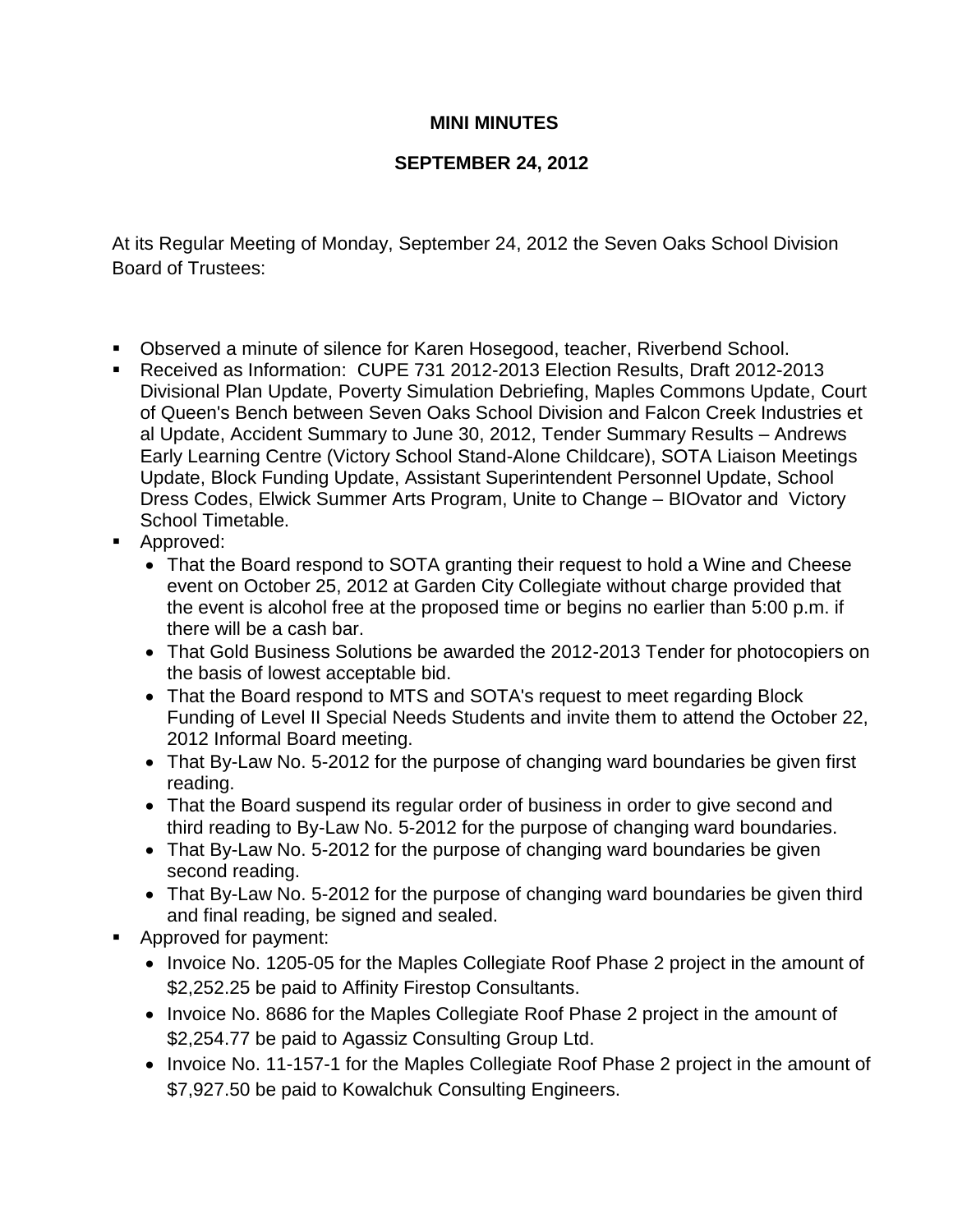# MINI MINUTES

## SEPTEMBER 24, 2012

At its Regular Meeting of Monday, September 24, 2012 the Seven Oaks School Division Board of Trustees:

- Observed a minute of silence for Karen Hosegood, teacher, Riverbend School.
- Received as Information: CUPE 731 2012-2013 Election Results, Draft 2012-2013 Divisional Plan Update, Poverty Simulation Debriefing, Maples Commons Update, Court of Queen's Bench between Seven Oaks School Division and Falcon Creek Industries et al Update, Accident Summary to June 30, 2012, Tender Summary Results – Andrews Early Learning Centre (Victory School Stand-Alone Childcare), SOTA Liaison Meetings Update, Block Funding Update, Assistant Superintendent Personnel Update, School Dress Codes, Elwick Summer Arts Program, Unite to Change – BIOvator and Victory School Timetable.
- Approved:
  - That the Board respond to SOTA granting their request to hold a Wine and Cheese event on October 25, 2012 at Garden City Collegiate without charge provided that the event is alcohol free at the proposed time or begins no earlier than 5:00 p.m. if there will be a cash bar.
  - That Gold Business Solutions be awarded the 2012-2013 Tender for photocopiers on the basis of lowest acceptable bid.
  - That the Board respond to MTS and SOTA's request to meet regarding Block Funding of Level II Special Needs Students and invite them to attend the October 22, 2012 Informal Board meeting.
  - That By-Law No. 5-2012 for the purpose of changing ward boundaries be given first reading.
  - That the Board suspend its regular order of business in order to give second and third reading to By-Law No. 5-2012 for the purpose of changing ward boundaries.
  - That By-Law No. 5-2012 for the purpose of changing ward boundaries be given second reading.
  - That By-Law No. 5-2012 for the purpose of changing ward boundaries be given third and final reading, be signed and sealed.
- Approved for payment:
  - Invoice No. 1205-05 for the Maples Collegiate Roof Phase 2 project in the amount of $2,252.25 be paid to Affinity Firestop Consultants.
  - Invoice No. 8686 for the Maples Collegiate Roof Phase 2 project in the amount of $2,254.77 be paid to Agassiz Consulting Group Ltd.
  - Invoice No. 11-157-1 for the Maples Collegiate Roof Phase 2 project in the amount of $7,927.50 be paid to Kowalchuk Consulting Engineers.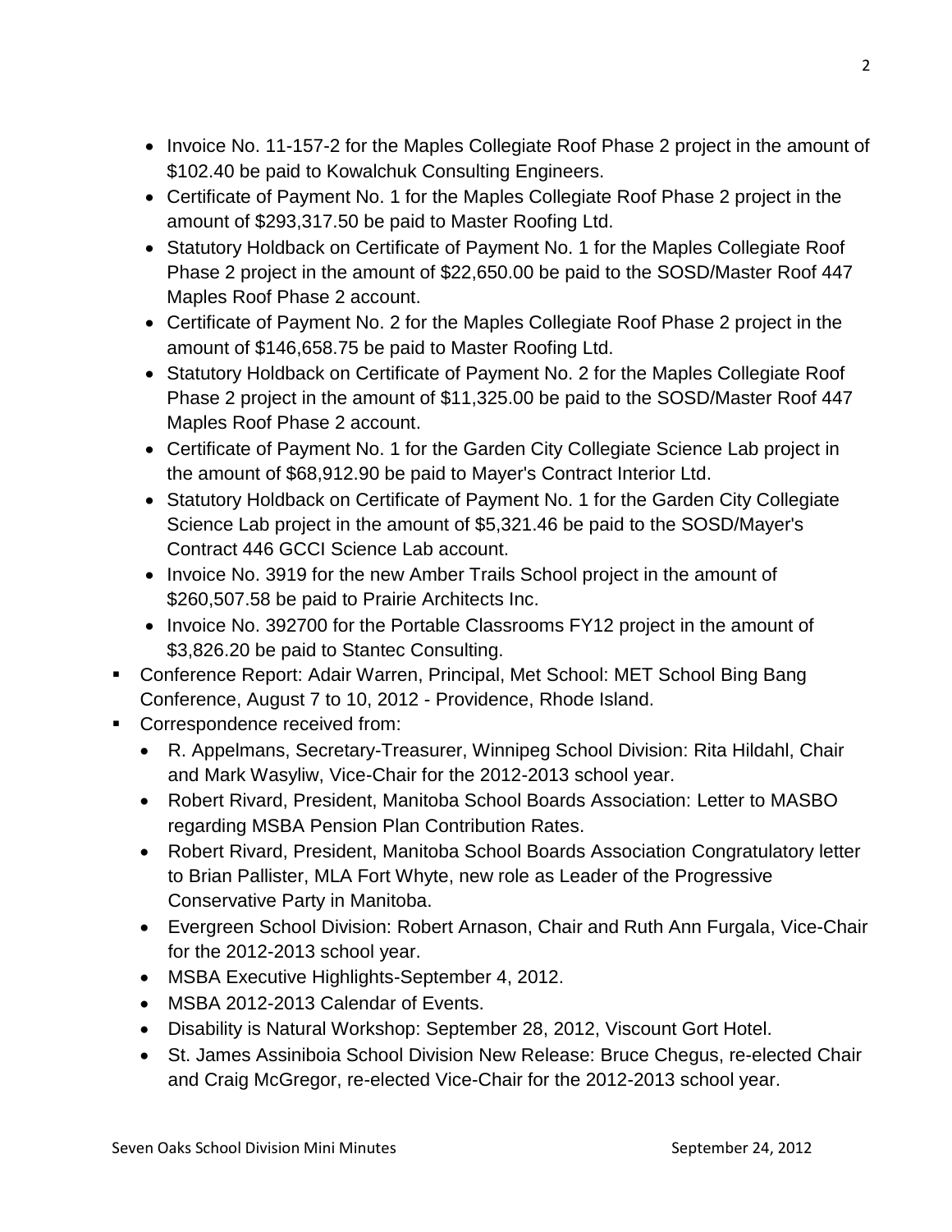- Invoice No. 11-157-2 for the Maples Collegiate Roof Phase 2 project in the amount of $102.40 be paid to Kowalchuk Consulting Engineers.
  - Certificate of Payment No. 1 for the Maples Collegiate Roof Phase 2 project in the amount of $293,317.50 be paid to Master Roofing Ltd.
  - Statutory Holdback on Certificate of Payment No. 1 for the Maples Collegiate Roof Phase 2 project in the amount of $22,650.00 be paid to the SOSD/Master Roof 447 Maples Roof Phase 2 account.
  - Certificate of Payment No. 2 for the Maples Collegiate Roof Phase 2 project in the amount of $146,658.75 be paid to Master Roofing Ltd.
  - Statutory Holdback on Certificate of Payment No. 2 for the Maples Collegiate Roof Phase 2 project in the amount of $11,325.00 be paid to the SOSD/Master Roof 447 Maples Roof Phase 2 account.
  - Certificate of Payment No. 1 for the Garden City Collegiate Science Lab project in the amount of $68,912.90 be paid to Mayer's Contract Interior Ltd.
  - Statutory Holdback on Certificate of Payment No. 1 for the Garden City Collegiate Science Lab project in the amount of $5,321.46 be paid to the SOSD/Mayer's Contract 446 GCCI Science Lab account.
  - Invoice No. 3919 for the new Amber Trails School project in the amount of $260,507.58 be paid to Prairie Architects Inc.
  - Invoice No. 392700 for the Portable Classrooms FY12 project in the amount of $3,826.20 be paid to Stantec Consulting.

- Conference Report: Adair Warren, Principal, Met School: MET School Bing Bang Conference, August 7 to 10, 2012 - Providence, Rhode Island.
- Correspondence received from:
  - R. Appelmans, Secretary-Treasurer, Winnipeg School Division: Rita Hildahl, Chair and Mark Wasyliw, Vice-Chair for the 2012-2013 school year.
  - Robert Rivard, President, Manitoba School Boards Association: Letter to MASBO regarding MSBA Pension Plan Contribution Rates.
  - Robert Rivard, President, Manitoba School Boards Association Congratulatory letter to Brian Pallister, MLA Fort Whyte, new role as Leader of the Progressive Conservative Party in Manitoba.
  - Evergreen School Division: Robert Arnason, Chair and Ruth Ann Furgala, Vice-Chair for the 2012-2013 school year.
  - MSBA Executive Highlights-September 4, 2012.
  - MSBA 2012-2013 Calendar of Events.
  - Disability is Natural Workshop: September 28, 2012, Viscount Gort Hotel.
  - St. James Assiniboia School Division New Release: Bruce Chegus, re-elected Chair and Craig McGregor, re-elected Vice-Chair for the 2012-2013 school year.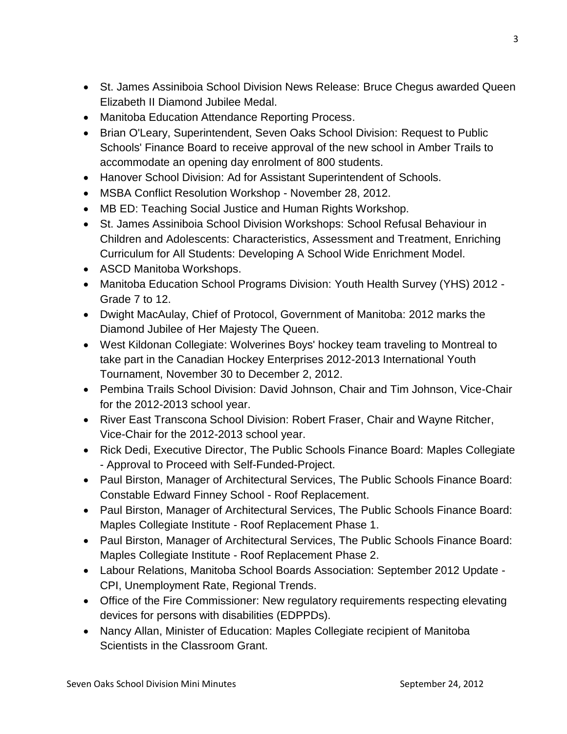- St. James Assiniboia School Division News Release: Bruce Chegus awarded Queen Elizabeth II Diamond Jubilee Medal.
- Manitoba Education Attendance Reporting Process.
- Brian O'Leary, Superintendent, Seven Oaks School Division: Request to Public Schools' Finance Board to receive approval of the new school in Amber Trails to accommodate an opening day enrolment of 800 students.
- Hanover School Division: Ad for Assistant Superintendent of Schools.
- MSBA Conflict Resolution Workshop - November 28, 2012.
- MB ED: Teaching Social Justice and Human Rights Workshop.
- St. James Assiniboia School Division Workshops: School Refusal Behaviour in Children and Adolescents: Characteristics, Assessment and Treatment, Enriching Curriculum for All Students: Developing A School Wide Enrichment Model.
- ASCD Manitoba Workshops.
- Manitoba Education School Programs Division: Youth Health Survey (YHS) 2012 - Grade 7 to 12.
- Dwight MacAulay, Chief of Protocol, Government of Manitoba: 2012 marks the Diamond Jubilee of Her Majesty The Queen.
- West Kildonan Collegiate: Wolverines Boys' hockey team traveling to Montreal to take part in the Canadian Hockey Enterprises 2012-2013 International Youth Tournament, November 30 to December 2, 2012.
- Pembina Trails School Division: David Johnson, Chair and Tim Johnson, Vice-Chair for the 2012-2013 school year.
- River East Transcona School Division: Robert Fraser, Chair and Wayne Ritcher, Vice-Chair for the 2012-2013 school year.
- Rick Dedi, Executive Director, The Public Schools Finance Board: Maples Collegiate - Approval to Proceed with Self-Funded-Project.
- Paul Birston, Manager of Architectural Services, The Public Schools Finance Board: Constable Edward Finney School - Roof Replacement.
- Paul Birston, Manager of Architectural Services, The Public Schools Finance Board: Maples Collegiate Institute - Roof Replacement Phase 1.
- Paul Birston, Manager of Architectural Services, The Public Schools Finance Board: Maples Collegiate Institute - Roof Replacement Phase 2.
- Labour Relations, Manitoba School Boards Association: September 2012 Update - CPI, Unemployment Rate, Regional Trends.
- Office of the Fire Commissioner: New regulatory requirements respecting elevating devices for persons with disabilities (EDPPDs).
- Nancy Allan, Minister of Education: Maples Collegiate recipient of Manitoba Scientists in the Classroom Grant.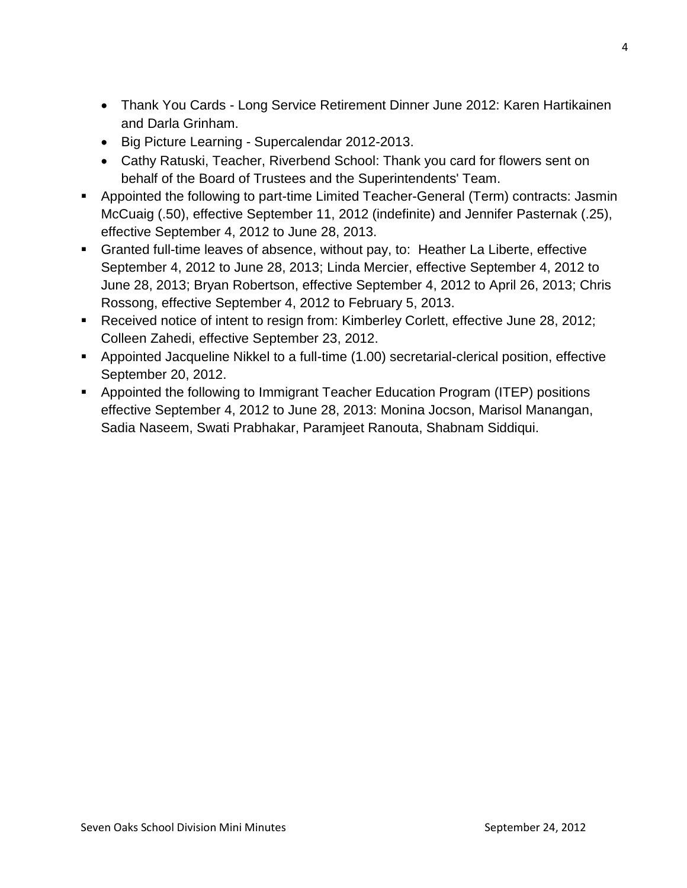- Thank You Cards - Long Service Retirement Dinner June 2012: Karen Hartikainen and Darla Grinham.
  - Big Picture Learning - Supercalendar 2012-2013.
  - Cathy Ratuski, Teacher, Riverbend School: Thank you card for flowers sent on behalf of the Board of Trustees and the Superintendents' Team.
- Appointed the following to part-time Limited Teacher-General (Term) contracts: Jasmin McCuaig (.50), effective September 11, 2012 (indefinite) and Jennifer Pasternak (.25), effective September 4, 2012 to June 28, 2013.
- Granted full-time leaves of absence, without pay, to: Heather La Liberte, effective September 4, 2012 to June 28, 2013; Linda Mercier, effective September 4, 2012 to June 28, 2013; Bryan Robertson, effective September 4, 2012 to April 26, 2013; Chris Rossong, effective September 4, 2012 to February 5, 2013.
- Received notice of intent to resign from: Kimberley Corlett, effective June 28, 2012; Colleen Zahedi, effective September 23, 2012.
- Appointed Jacqueline Nikkel to a full-time (1.00) secretarial-clerical position, effective September 20, 2012.
- Appointed the following to Immigrant Teacher Education Program (ITEP) positions effective September 4, 2012 to June 28, 2013: Monina Jocson, Marisol Manangan, Sadia Naseem, Swati Prabhakar, Paramjeet Ranouta, Shabnam Siddiqui.